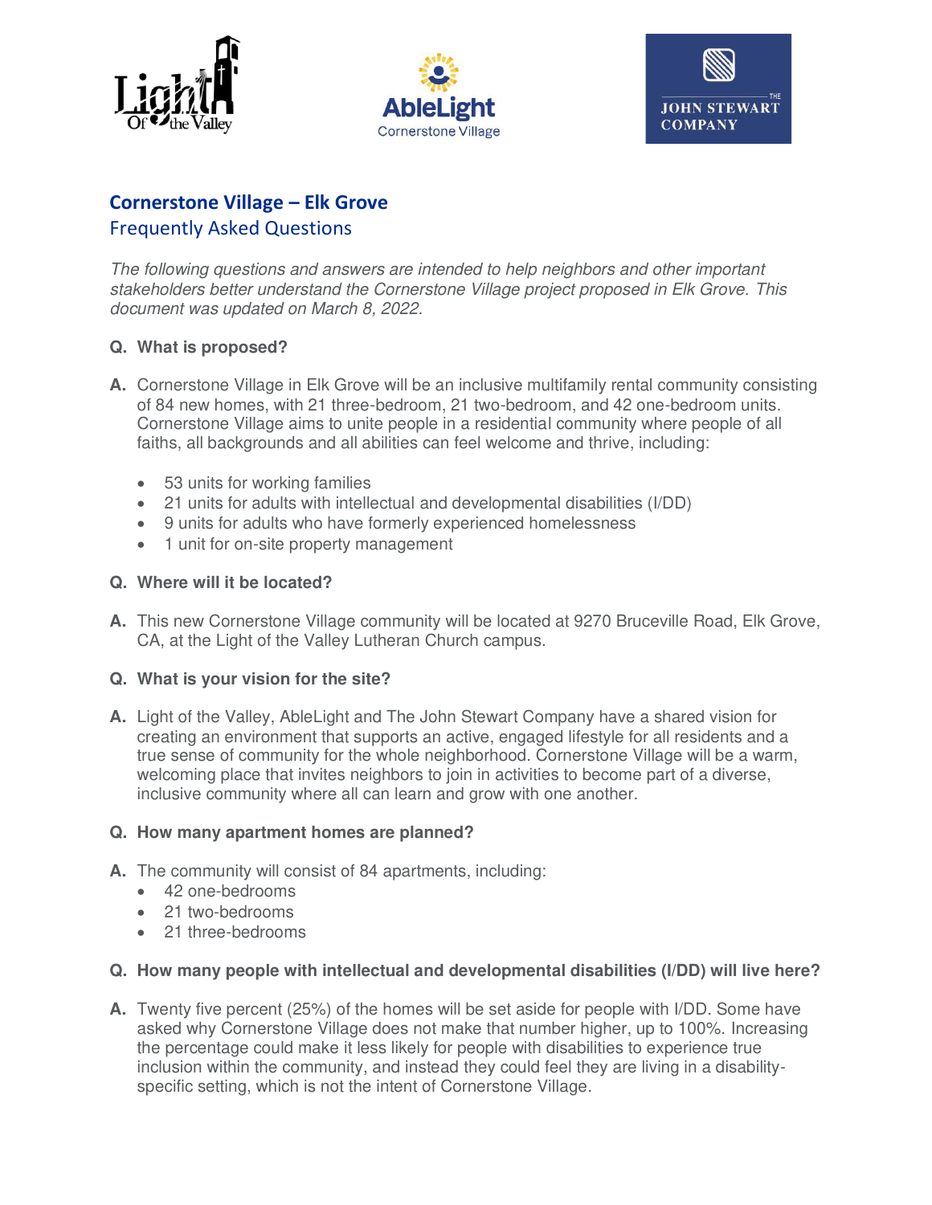# Cornerstone Village – Elk Grove

## Frequently Asked Questions

*The following questions and answers are intended to help neighbors and other important stakeholders better understand the Cornerstone Village project proposed in Elk Grove. This document was updated on March 8, 2022.*

**Q. What is proposed?**

**A.** Cornerstone Village in Elk Grove will be an inclusive multifamily rental community consisting of 84 new homes, with 21 three-bedroom, 21 two-bedroom, and 42 one-bedroom units. Cornerstone Village aims to unite people in a residential community where people of all faiths, all backgrounds and all abilities can feel welcome and thrive, including:

- 53 units for working families
- 21 units for adults with intellectual and developmental disabilities (I/DD)
- 9 units for adults who have formerly experienced homelessness
- 1 unit for on-site property management

**Q. Where will it be located?**

**A.** This new Cornerstone Village community will be located at 9270 Bruceville Road, Elk Grove, CA, at the Light of the Valley Lutheran Church campus.

**Q. What is your vision for the site?**

**A.** Light of the Valley, AbleLight and The John Stewart Company have a shared vision for creating an environment that supports an active, engaged lifestyle for all residents and a true sense of community for the whole neighborhood. Cornerstone Village will be a warm, welcoming place that invites neighbors to join in activities to become part of a diverse, inclusive community where all can learn and grow with one another.

**Q. How many apartment homes are planned?**

**A.** The community will consist of 84 apartments, including:

- 42 one-bedrooms
- 21 two-bedrooms
- 21 three-bedrooms

**Q. How many people with intellectual and developmental disabilities (I/DD) will live here?**

**A.** Twenty five percent (25%) of the homes will be set aside for people with I/DD. Some have asked why Cornerstone Village does not make that number higher, up to 100%. Increasing the percentage could make it less likely for people with disabilities to experience true inclusion within the community, and instead they could feel they are living in a disability-specific setting, which is not the intent of Cornerstone Village.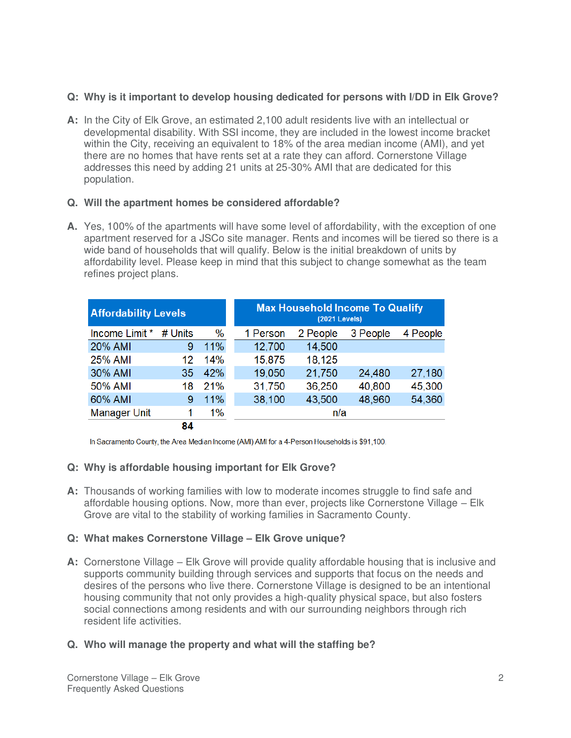**Q: Why is it important to develop housing dedicated for persons with I/DD in Elk Grove?**

**A:** In the City of Elk Grove, an estimated 2,100 adult residents live with an intellectual or developmental disability. With SSI income, they are included in the lowest income bracket within the City, receiving an equivalent to 18% of the area median income (AMI), and yet there are no homes that have rents set at a rate they can afford. Cornerstone Village addresses this need by adding 21 units at 25-30% AMI that are dedicated for this population.

**Q. Will the apartment homes be considered affordable?**

**A.** Yes, 100% of the apartments will have some level of affordability, with the exception of one apartment reserved for a JSCo site manager. Rents and incomes will be tiered so there is a wide band of households that will qualify. Below is the initial breakdown of units by affordability level. Please keep in mind that this subject to change somewhat as the team refines project plans.

| Affordability Levels | | | Max Household Income To Qualify (2021 Levels) | | | |
|---|---|---|---|---|---|---|
| Income Limit * | # Units | % | 1 Person | 2 People | 3 People | 4 People |
| 20% AMI | 9 | 11% | 12,700 | 14,500 | | |
| 25% AMI | 12 | 14% | 15,875 | 18,125 | | |
| 30% AMI | 35 | 42% | 19,050 | 21,750 | 24,480 | 27,180 |
| 50% AMI | 18 | 21% | 31,750 | 36,250 | 40,800 | 45,300 |
| 60% AMI | 9 | 11% | 38,100 | 43,500 | 48,960 | 54,360 |
| Manager Unit | 1 | 1% | n/a | | | |
| | **84** | | | | | |

In Sacramento County, the Area Median Income (AMI) AMI for a 4-Person Households is $91,100.

**Q: Why is affordable housing important for Elk Grove?**

**A:** Thousands of working families with low to moderate incomes struggle to find safe and affordable housing options. Now, more than ever, projects like Cornerstone Village – Elk Grove are vital to the stability of working families in Sacramento County.

**Q: What makes Cornerstone Village – Elk Grove unique?**

**A:** Cornerstone Village – Elk Grove will provide quality affordable housing that is inclusive and supports community building through services and supports that focus on the needs and desires of the persons who live there. Cornerstone Village is designed to be an intentional housing community that not only provides a high-quality physical space, but also fosters social connections among residents and with our surrounding neighbors through rich resident life activities.

**Q. Who will manage the property and what will the staffing be?**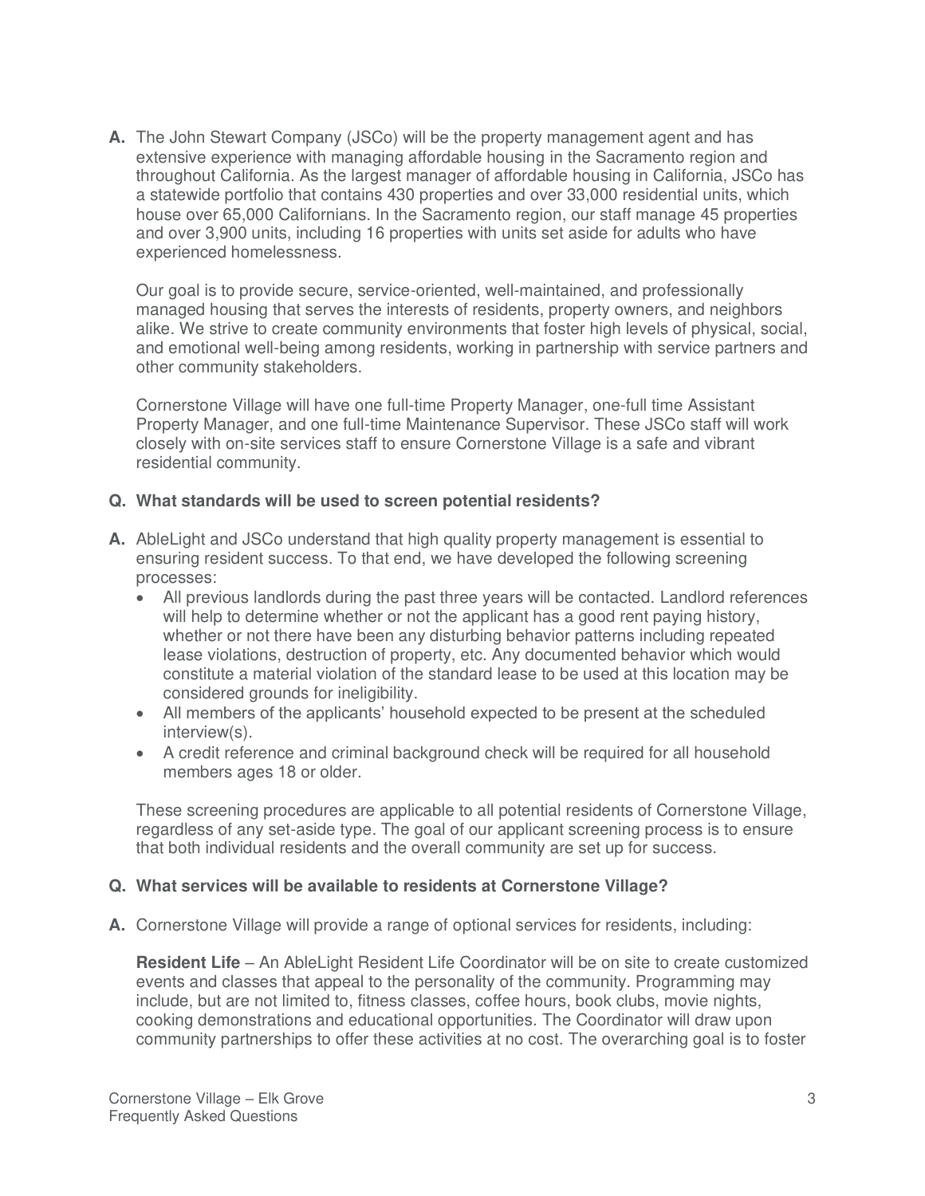**A.** The John Stewart Company (JSCo) will be the property management agent and has extensive experience with managing affordable housing in the Sacramento region and throughout California. As the largest manager of affordable housing in California, JSCo has a statewide portfolio that contains 430 properties and over 33,000 residential units, which house over 65,000 Californians. In the Sacramento region, our staff manage 45 properties and over 3,900 units, including 16 properties with units set aside for adults who have experienced homelessness.

Our goal is to provide secure, service-oriented, well-maintained, and professionally managed housing that serves the interests of residents, property owners, and neighbors alike. We strive to create community environments that foster high levels of physical, social, and emotional well-being among residents, working in partnership with service partners and other community stakeholders.

Cornerstone Village will have one full-time Property Manager, one-full time Assistant Property Manager, and one full-time Maintenance Supervisor. These JSCo staff will work closely with on-site services staff to ensure Cornerstone Village is a safe and vibrant residential community.

**Q. What standards will be used to screen potential residents?**

**A.** AbleLight and JSCo understand that high quality property management is essential to ensuring resident success. To that end, we have developed the following screening processes:

- All previous landlords during the past three years will be contacted. Landlord references will help to determine whether or not the applicant has a good rent paying history, whether or not there have been any disturbing behavior patterns including repeated lease violations, destruction of property, etc. Any documented behavior which would constitute a material violation of the standard lease to be used at this location may be considered grounds for ineligibility.
- All members of the applicants' household expected to be present at the scheduled interview(s).
- A credit reference and criminal background check will be required for all household members ages 18 or older.

These screening procedures are applicable to all potential residents of Cornerstone Village, regardless of any set-aside type. The goal of our applicant screening process is to ensure that both individual residents and the overall community are set up for success.

**Q. What services will be available to residents at Cornerstone Village?**

**A.** Cornerstone Village will provide a range of optional services for residents, including:

**Resident Life** – An AbleLight Resident Life Coordinator will be on site to create customized events and classes that appeal to the personality of the community. Programming may include, but are not limited to, fitness classes, coffee hours, book clubs, movie nights, cooking demonstrations and educational opportunities. The Coordinator will draw upon community partnerships to offer these activities at no cost. The overarching goal is to foster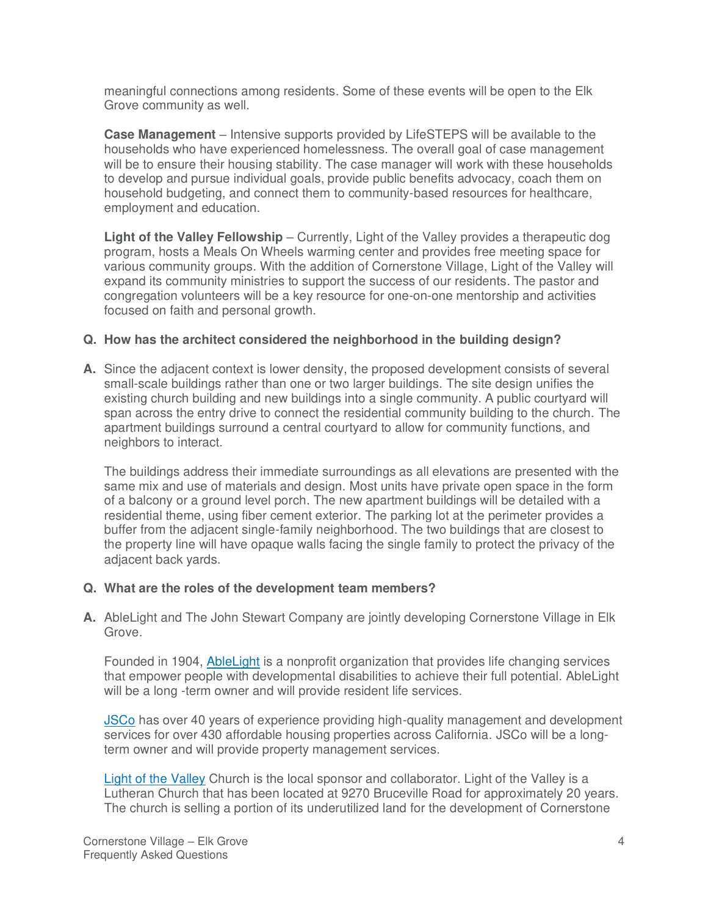meaningful connections among residents. Some of these events will be open to the Elk Grove community as well.

**Case Management** – Intensive supports provided by LifeSTEPS will be available to the households who have experienced homelessness. The overall goal of case management will be to ensure their housing stability. The case manager will work with these households to develop and pursue individual goals, provide public benefits advocacy, coach them on household budgeting, and connect them to community-based resources for healthcare, employment and education.

**Light of the Valley Fellowship** – Currently, Light of the Valley provides a therapeutic dog program, hosts a Meals On Wheels warming center and provides free meeting space for various community groups. With the addition of Cornerstone Village, Light of the Valley will expand its community ministries to support the success of our residents. The pastor and congregation volunteers will be a key resource for one-on-one mentorship and activities focused on faith and personal growth.

**Q. How has the architect considered the neighborhood in the building design?**

**A.** Since the adjacent context is lower density, the proposed development consists of several small-scale buildings rather than one or two larger buildings. The site design unifies the existing church building and new buildings into a single community. A public courtyard will span across the entry drive to connect the residential community building to the church. The apartment buildings surround a central courtyard to allow for community functions, and neighbors to interact.

The buildings address their immediate surroundings as all elevations are presented with the same mix and use of materials and design. Most units have private open space in the form of a balcony or a ground level porch. The new apartment buildings will be detailed with a residential theme, using fiber cement exterior. The parking lot at the perimeter provides a buffer from the adjacent single-family neighborhood. The two buildings that are closest to the property line will have opaque walls facing the single family to protect the privacy of the adjacent back yards.

**Q. What are the roles of the development team members?**

**A.** AbleLight and The John Stewart Company are jointly developing Cornerstone Village in Elk Grove.

Founded in 1904, [AbleLight] is a nonprofit organization that provides life changing services that empower people with developmental disabilities to achieve their full potential. AbleLight will be a long -term owner and will provide resident life services.

[JSCo] has over 40 years of experience providing high-quality management and development services for over 430 affordable housing properties across California. JSCo will be a long-term owner and will provide property management services.

[Light of the Valley] Church is the local sponsor and collaborator. Light of the Valley is a Lutheran Church that has been located at 9270 Bruceville Road for approximately 20 years. The church is selling a portion of its underutilized land for the development of Cornerstone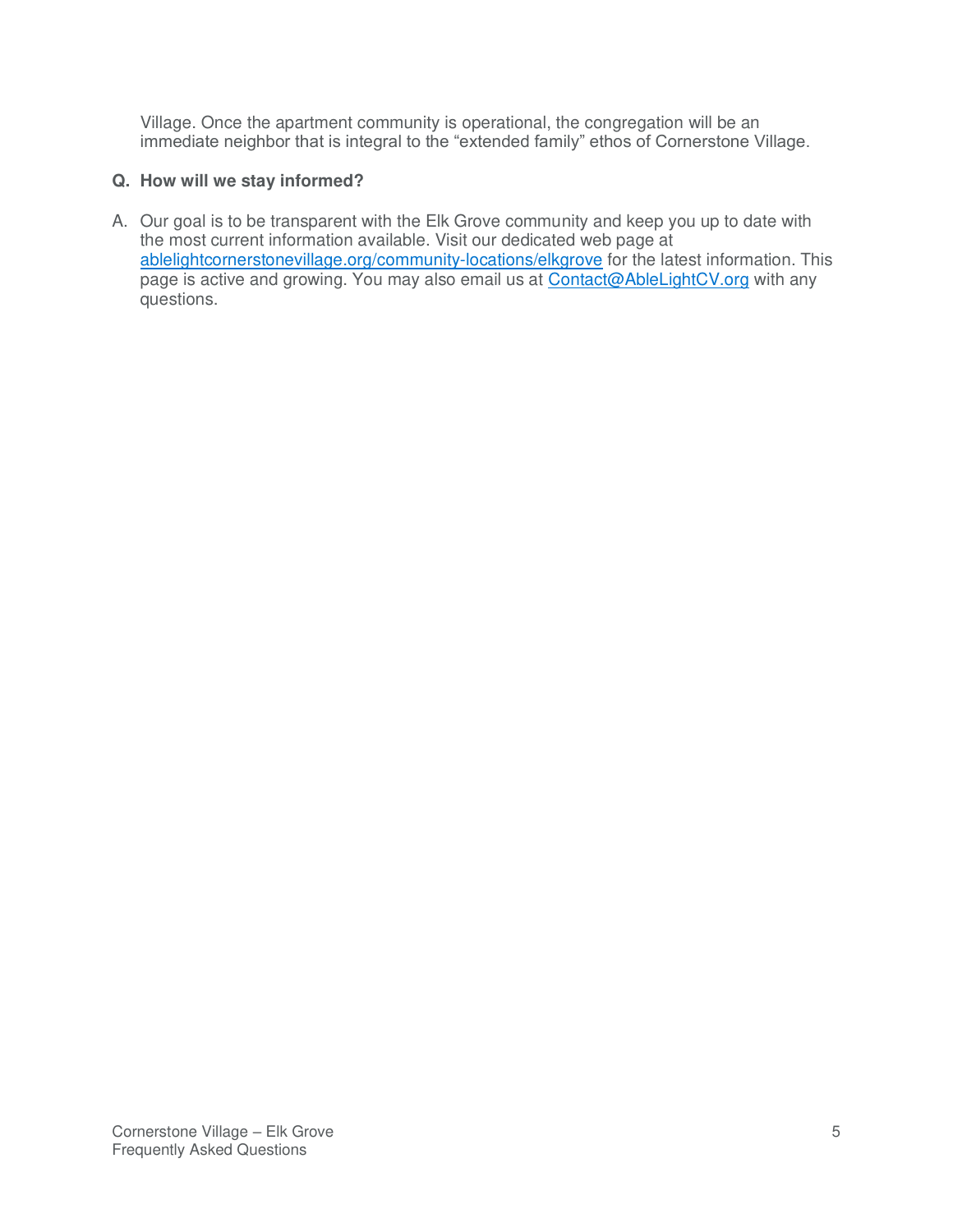Village. Once the apartment community is operational, the congregation will be an immediate neighbor that is integral to the "extended family" ethos of Cornerstone Village.

**Q. How will we stay informed?**

A. Our goal is to be transparent with the Elk Grove community and keep you up to date with the most current information available. Visit our dedicated web page at [ablelightcornerstonevillage.org/community-locations/elkgrove](ablelightcornerstonevillage.org/community-locations/elkgrove) for the latest information. This page is active and growing. You may also email us at [Contact@AbleLightCV.org](mailto:Contact@AbleLightCV.org) with any questions.